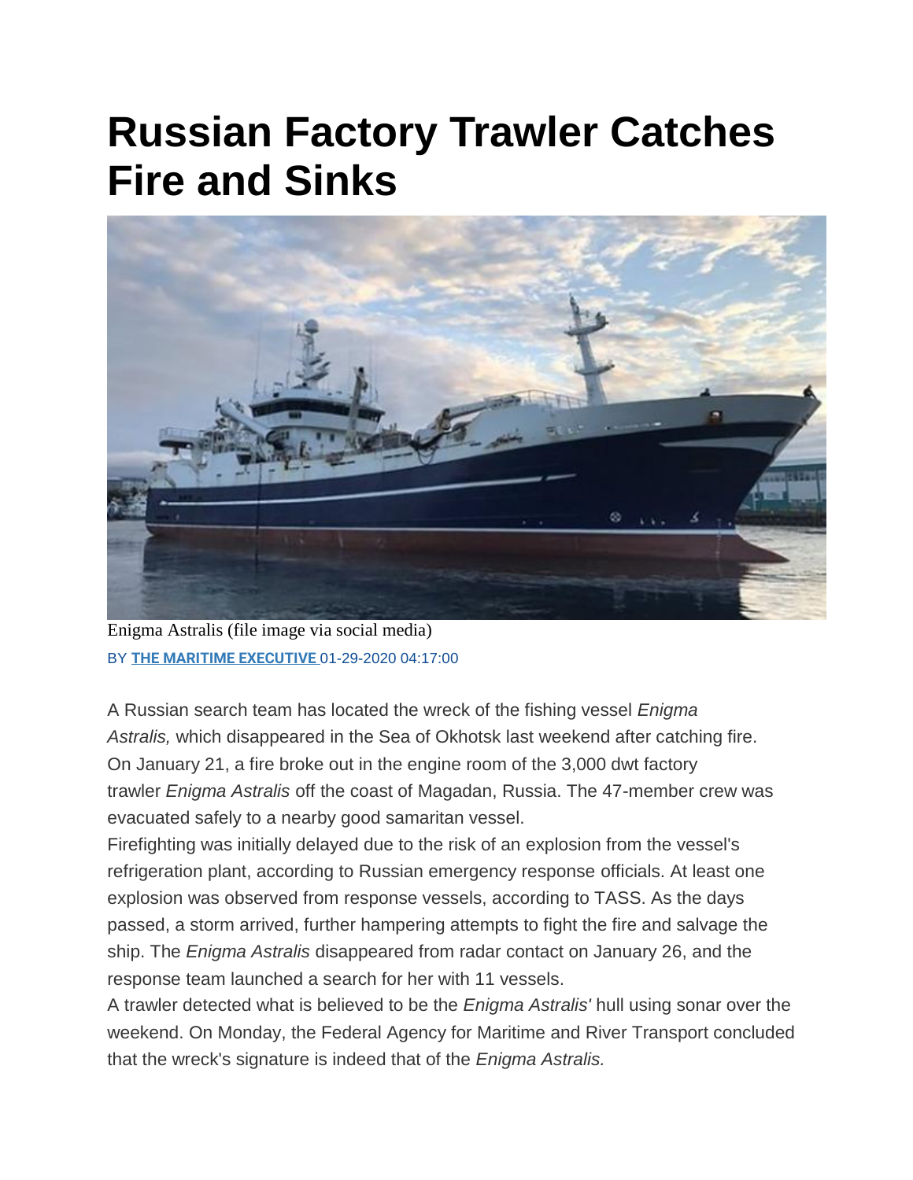# Russian Factory Trawler Catches Fire and Sinks

Enigma Astralis (file image via social media)

BY **THE MARITIME EXECUTIVE** 01-29-2020 04:17:00

A Russian search team has located the wreck of the fishing vessel *Enigma Astralis,* which disappeared in the Sea of Okhotsk last weekend after catching fire. On January 21, a fire broke out in the engine room of the 3,000 dwt factory trawler *Enigma Astralis* off the coast of Magadan, Russia. The 47-member crew was evacuated safely to a nearby good samaritan vessel.

Firefighting was initially delayed due to the risk of an explosion from the vessel's refrigeration plant, according to Russian emergency response officials. At least one explosion was observed from response vessels, according to TASS. As the days passed, a storm arrived, further hampering attempts to fight the fire and salvage the ship. The *Enigma Astralis* disappeared from radar contact on January 26, and the response team launched a search for her with 11 vessels.

A trawler detected what is believed to be the *Enigma Astralis'* hull using sonar over the weekend. On Monday, the Federal Agency for Maritime and River Transport concluded that the wreck's signature is indeed that of the *Enigma Astralis.*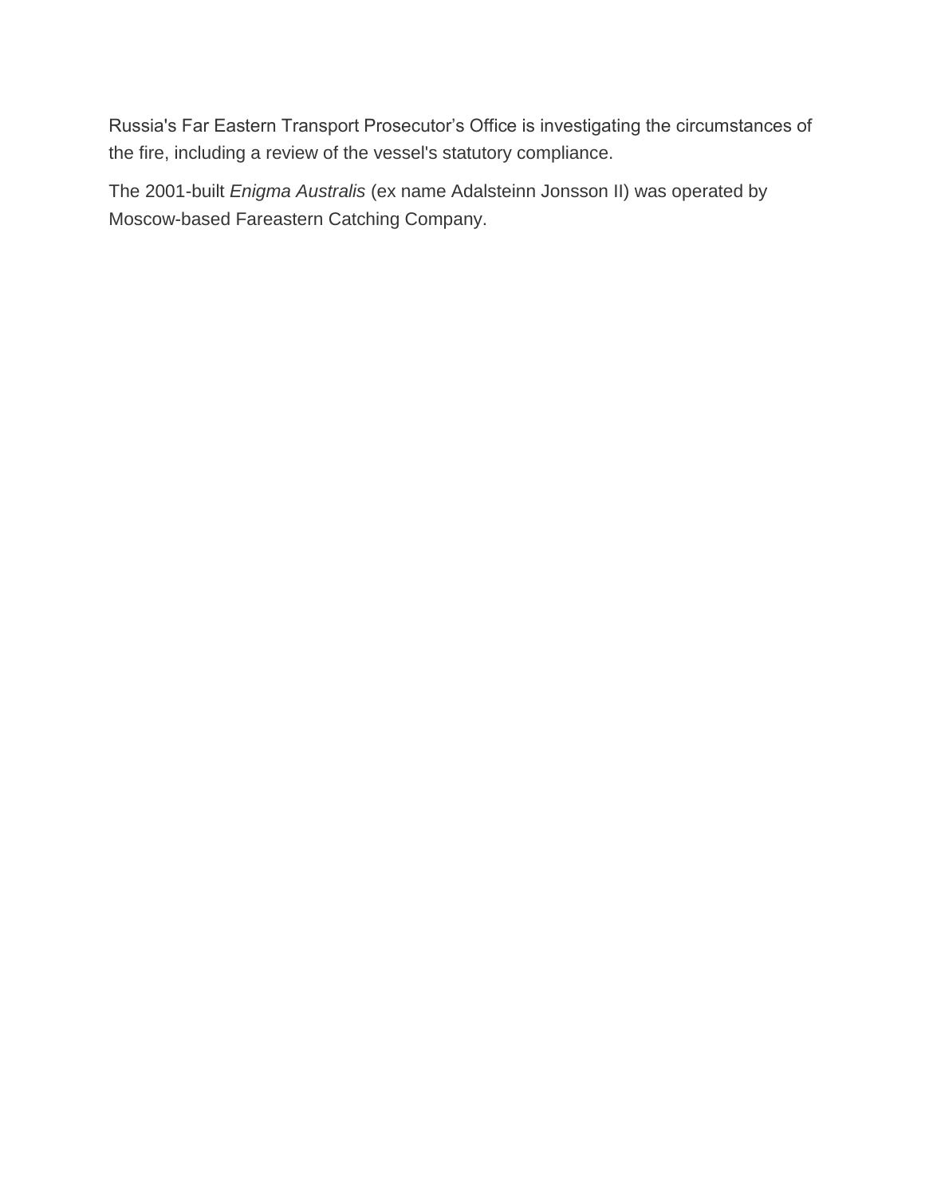Russia's Far Eastern Transport Prosecutor’s Office is investigating the circumstances of the fire, including a review of the vessel's statutory compliance.

The 2001-built *Enigma Australis* (ex name Adalsteinn Jonsson II) was operated by Moscow-based Fareastern Catching Company.